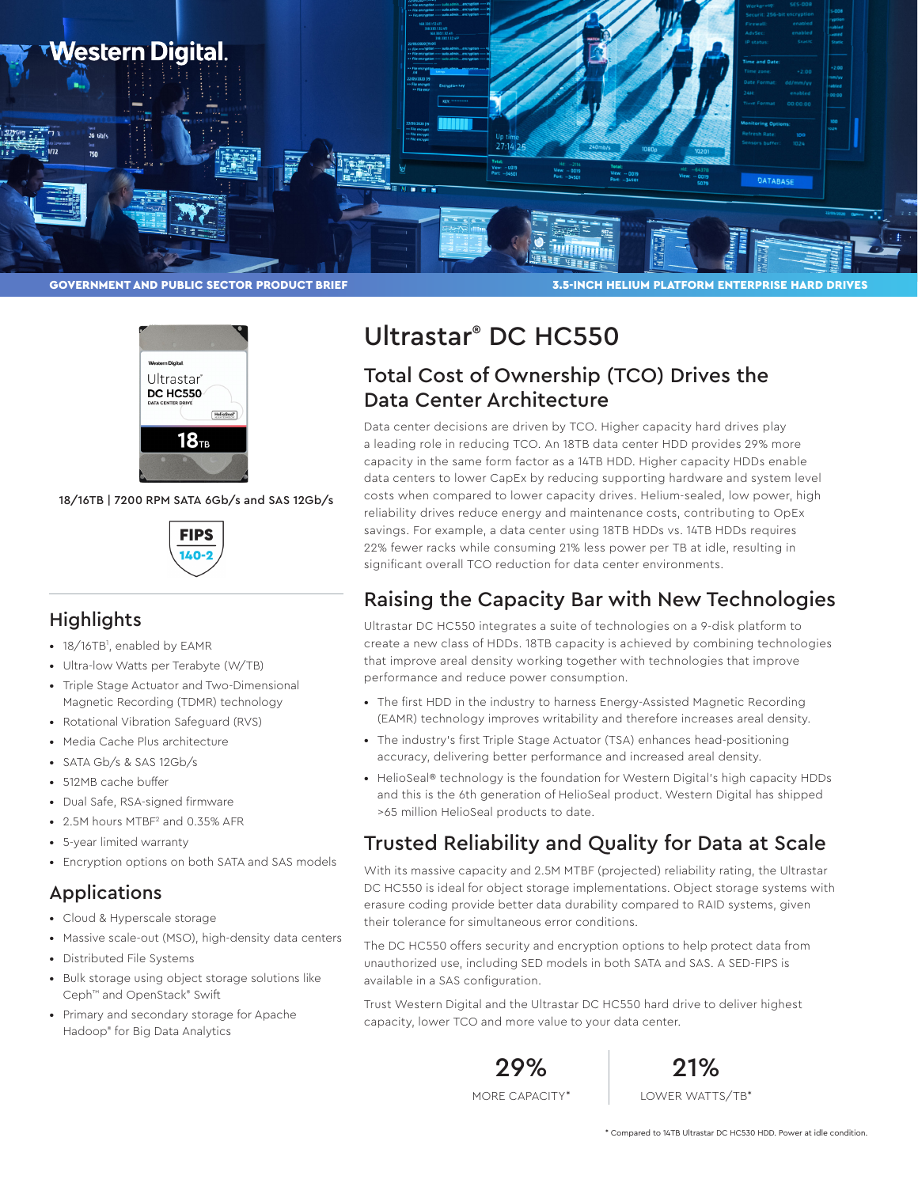GOVERNMENT AND PUBLIC SECTOR PRODUCT BRIEF

3.5-INCH HELIUM PLATFORM ENTERPRISE HARD DRIVES

18/16TB | 7200 RPM SATA 6Gb/s and SAS 12Gb/s

FIPS 140-2

## Highlights

- 18/16TB[1], enabled by EAMR
- Ultra-low Watts per Terabyte (W/TB)
- Triple Stage Actuator and Two-Dimensional Magnetic Recording (TDMR) technology
- Rotational Vibration Safeguard (RVS)
- Media Cache Plus architecture
- SATA Gb/s & SAS 12Gb/s
- 512MB cache buffer
- Dual Safe, RSA-signed firmware
- 2.5M hours MTBF[2] and 0.35% AFR
- 5-year limited warranty
- Encryption options on both SATA and SAS models

## Applications

- Cloud & Hyperscale storage
- Massive scale-out (MSO), high-density data centers
- Distributed File Systems
- Bulk storage using object storage solutions like Ceph™ and OpenStack® Swift
- Primary and secondary storage for Apache Hadoop® for Big Data Analytics

# Ultrastar® DC HC550

## Total Cost of Ownership (TCO) Drives the Data Center Architecture

Data center decisions are driven by TCO. Higher capacity hard drives play a leading role in reducing TCO. An 18TB data center HDD provides 29% more capacity in the same form factor as a 14TB HDD. Higher capacity HDDs enable data centers to lower CapEx by reducing supporting hardware and system level costs when compared to lower capacity drives. Helium-sealed, low power, high reliability drives reduce energy and maintenance costs, contributing to OpEx savings. For example, a data center using 18TB HDDs vs. 14TB HDDs requires 22% fewer racks while consuming 21% less power per TB at idle, resulting in significant overall TCO reduction for data center environments.

## Raising the Capacity Bar with New Technologies

Ultrastar DC HC550 integrates a suite of technologies on a 9-disk platform to create a new class of HDDs. 18TB capacity is achieved by combining technologies that improve areal density working together with technologies that improve performance and reduce power consumption.

- The first HDD in the industry to harness Energy-Assisted Magnetic Recording (EAMR) technology improves writability and therefore increases areal density.
- The industry's first Triple Stage Actuator (TSA) enhances head-positioning accuracy, delivering better performance and increased areal density.
- HelioSeal® technology is the foundation for Western Digital's high capacity HDDs and this is the 6th generation of HelioSeal product. Western Digital has shipped >65 million HelioSeal products to date.

## Trusted Reliability and Quality for Data at Scale

With its massive capacity and 2.5M MTBF (projected) reliability rating, the Ultrastar DC HC550 is ideal for object storage implementations. Object storage systems with erasure coding provide better data durability compared to RAID systems, given their tolerance for simultaneous error conditions.

The DC HC550 offers security and encryption options to help protect data from unauthorized use, including SED models in both SATA and SAS. A SED-FIPS is available in a SAS configuration.

Trust Western Digital and the Ultrastar DC HC550 hard drive to deliver highest capacity, lower TCO and more value to your data center.

| 29% | 21% |
| --- | --- |
| MORE CAPACITY* | LOWER WATTS/TB* |

* Compared to 14TB Ultrastar DC HC530 HDD. Power at idle condition.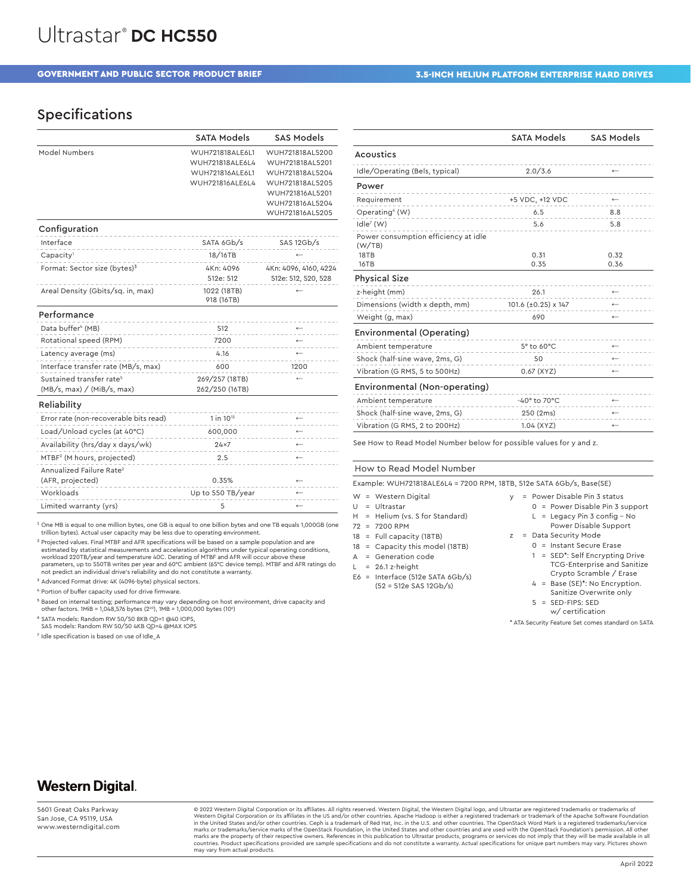# Ultrastar® DC HC550

**GOVERNMENT AND PUBLIC SECTOR PRODUCT BRIEF** — **3.5-INCH HELIUM PLATFORM ENTERPRISE HARD DRIVES**

## Specifications

| | SATA Models | SAS Models |
|---|---|---|
| Model Numbers | WUH721818ALE6L1<br>WUH721818ALE6L4<br>WUH721816ALE6L1<br>WUH721816ALE6L4 | WUH721818AL5200<br>WUH721818AL5201<br>WUH721818AL5204<br>WUH721818AL5205<br>WUH721816AL5201<br>WUH721816AL5204<br>WUH721816AL5205 |
| **Configuration** | | |
| Interface | SATA 6Gb/s | SAS 12Gb/s |
| Capacity[1] | 18/16TB | ← |
| Format: Sector size (bytes)[3] | 4Kn: 4096<br>512e: 512 | 4Kn: 4096, 4160, 4224<br>512e: 512, 520, 528 |
| Areal Density (Gbits/sq. in, max) | 1022 (18TB)<br>918 (16TB) | ← |
| **Performance** | | |
| Data buffer[4] (MB) | 512 | ← |
| Rotational speed (RPM) | 7200 | ← |
| Latency average (ms) | 4.16 | ← |
| Interface transfer rate (MB/s, max) | 600 | 1200 |
| Sustained transfer rate[5] (MB/s, max) / (MiB/s, max) | 269/257 (18TB)<br>262/250 (16TB) | ← |
| **Reliability** | | |
| Error rate (non-recoverable bits read) | 1 in $10^{15}$ | ← |
| Load/Unload cycles (at 40°C) | 600,000 | ← |
| Availability (hrs/day x days/wk) | 24×7 | ← |
| MTBF[2] (M hours, projected) | 2.5 | ← |
| Annualized Failure Rate[2] (AFR, projected) | 0.35% | ← |
| Workloads | Up to 550 TB/year | ← |
| Limited warranty (yrs) | 5 | ← |

| | SATA Models | SAS Models |
|---|---|---|
| **Acoustics** | | |
| Idle/Operating (Bels, typical) | 2.0/3.6 | ← |
| **Power** | | |
| Requirement | +5 VDC, +12 VDC | ← |
| Operating[6] (W) | 6.5 | 8.8 |
| Idle[7] (W) | 5.6 | 5.8 |
| Power consumption efficiency at idle (W/TB) | | |
| 18TB | 0.31 | 0.32 |
| 16TB | 0.35 | 0.36 |
| **Physical Size** | | |
| z-height (mm) | 26.1 | ← |
| Dimensions (width x depth, mm) | 101.6 (±0.25) x 147 | ← |
| Weight (g, max) | 690 | ← |
| **Environmental (Operating)** | | |
| Ambient temperature | 5° to 60°C | ← |
| Shock (half-sine wave, 2ms, G) | 50 | ← |
| Vibration (G RMS, 5 to 500Hz) | 0.67 (XYZ) | ← |
| **Environmental (Non-operating)** | | |
| Ambient temperature | -40° to 70°C | ← |
| Shock (half-sine wave, 2ms, G) | 250 (2ms) | ← |
| Vibration (G RMS, 2 to 200Hz) | 1.04 (XYZ) | ← |

See How to Read Model Number below for possible values for y and z.

[1] One MB is equal to one million bytes, one GB is equal to one billion bytes and one TB equals 1,000GB (one trillion bytes). Actual user capacity may be less due to operating environment.

[2] Projected values. Final MTBF and AFR specifications will be based on a sample population and are estimated by statistical measurements and acceleration algorithms under typical operating conditions, workload 220TB/year and temperature 40C. Derating of MTBF and AFR will occur above these parameters, up to 550TB writes per year and 60°C ambient (65°C device temp). MTBF and AFR ratings do not predict an individual drive's reliability and do not constitute a warranty.

[3] Advanced Format drive: 4K (4096-byte) physical sectors.

[4] Portion of buffer capacity used for drive firmware.

[5] Based on internal testing; performance may vary depending on host environment, drive capacity and other factors. 1MiB = 1,048,576 bytes ($2^{20}$), 1MB = 1,000,000 bytes ($10^6$)

[6] SATA models: Random RW 50/50 8KB QD=1 @40 IOPS, SAS models: Random RW 50/50 4KB QD=4 @MAX IOPS

[7] Idle specification is based on use of Idle_A

### How to Read Model Number

Example: WUH721818ALE6L4 = 7200 RPM, 18TB, 512e SATA 6Gb/s, Base(SE)

- W = Western Digital
- U = Ultrastar
- H = Helium (vs. S for Standard)
- 72 = 7200 RPM
- 18 = Full capacity (18TB)
- 18 = Capacity this model (18TB)
- A = Generation code
- L = 26.1 z-height
- E6 = Interface (512e SATA 6Gb/s) (52 = 512e SAS 12Gb/s)

- y = Power Disable Pin 3 status
  - 0 = Power Disable Pin 3 support
  - L = Legacy Pin 3 config – No Power Disable Support
- z = Data Security Mode
  - 0 = Instant Secure Erase
  - 1 = SED*: Self Encrypting Drive TCG-Enterprise and Sanitize Crypto Scramble / Erase
  - 4 = Base (SE)*: No Encryption. Sanitize Overwrite only
  - 5 = SED-FIPS: SED w/ certification

\* ATA Security Feature Set comes standard on SATA

**Western Digital.**

5601 Great Oaks Parkway
San Jose, CA 95119, USA
www.westerndigital.com

© 2022 Western Digital Corporation or its affiliates. All rights reserved. Western Digital, the Western Digital logo, and Ultrastar are registered trademarks or trademarks of Western Digital Corporation or its affiliates in the US and/or other countries. Apache Hadoop is either a registered trademark or trademark of the Apache Software Foundation in the United States and/or other countries. Ceph is a trademark of Red Hat, Inc. in the U.S. and other countries. The OpenStack Word Mark is a registered trademarks/service marks or trademarks/service marks of the OpenStack Foundation, in the United States and other countries and are used with the OpenStack Foundation's permission. All other marks are the property of their respective owners. References in this publication to Ultrastar products, programs or services do not imply that they will be made available in all countries. Product specifications provided are sample specifications and do not constitute a warranty. Actual specifications for unique part numbers may vary. Pictures shown may vary from actual products.

April 2022